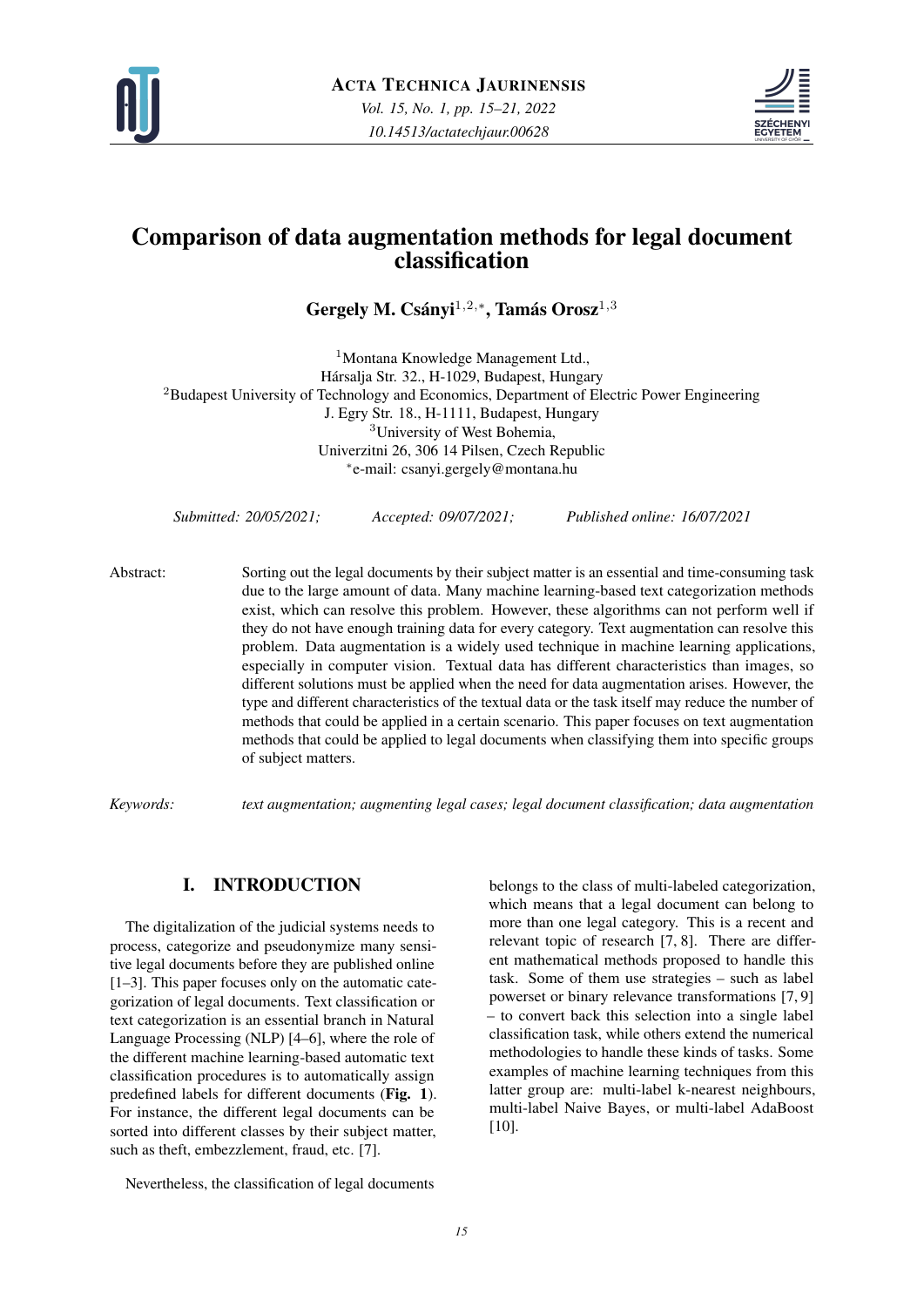# Comparison of data augmentation methods for legal document classification

**Gergely M. Csányi**[1,2,*], **Tamás Orosz**[1,3]

[1]Montana Knowledge Management Ltd.,
Hársalja Str. 32., H-1029, Budapest, Hungary
[2]Budapest University of Technology and Economics, Department of Electric Power Engineering
J. Egry Str. 18., H-1111, Budapest, Hungary
[3]University of West Bohemia,
Univerzitni 26, 306 14 Pilsen, Czech Republic
[*]e-mail: csanyi.gergely@montana.hu

*Submitted: 20/05/2021; Accepted: 09/07/2021; Published online: 16/07/2021*

**Abstract:** Sorting out the legal documents by their subject matter is an essential and time-consuming task due to the large amount of data. Many machine learning-based text categorization methods exist, which can resolve this problem. However, these algorithms can not perform well if they do not have enough training data for every category. Text augmentation can resolve this problem. Data augmentation is a widely used technique in machine learning applications, especially in computer vision. Textual data has different characteristics than images, so different solutions must be applied when the need for data augmentation arises. However, the type and different characteristics of the textual data or the task itself may reduce the number of methods that could be applied in a certain scenario. This paper focuses on text augmentation methods that could be applied to legal documents when classifying them into specific groups of subject matters.

*Keywords: text augmentation; augmenting legal cases; legal document classification; data augmentation*

## I. INTRODUCTION

The digitalization of the judicial systems needs to process, categorize and pseudonymize many sensitive legal documents before they are published online [1–3]. This paper focuses only on the automatic categorization of legal documents. Text classification or text categorization is an essential branch in Natural Language Processing (NLP) [4–6], where the role of the different machine learning-based automatic text classification procedures is to automatically assign predefined labels for different documents (**Fig. 1**). For instance, the different legal documents can be sorted into different classes by their subject matter, such as theft, embezzlement, fraud, etc. [7].

Nevertheless, the classification of legal documents belongs to the class of multi-labeled categorization, which means that a legal document can belong to more than one legal category. This is a recent and relevant topic of research [7, 8]. There are different mathematical methods proposed to handle this task. Some of them use strategies – such as label powerset or binary relevance transformations [7, 9] – to convert back this selection into a single label classification task, while others extend the numerical methodologies to handle these kinds of tasks. Some examples of machine learning techniques from this latter group are: multi-label k-nearest neighbours, multi-label Naive Bayes, or multi-label AdaBoost [10].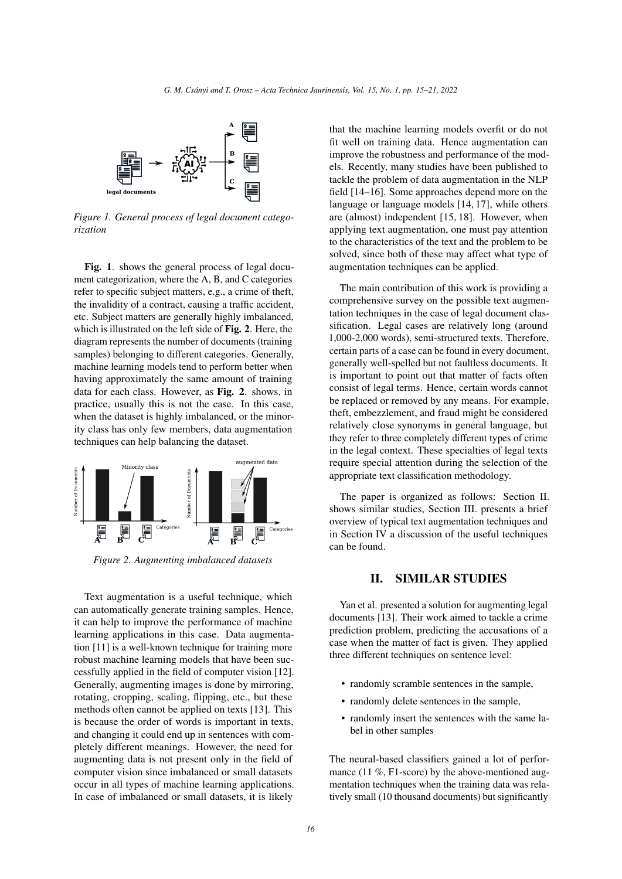*Figure 1. General process of legal document categorization*

**Fig. 1**. shows the general process of legal document categorization, where the A, B, and C categories refer to specific subject matters, e.g., a crime of theft, the invalidity of a contract, causing a traffic accident, etc. Subject matters are generally highly imbalanced, which is illustrated on the left side of **Fig. 2**. Here, the diagram represents the number of documents (training samples) belonging to different categories. Generally, machine learning models tend to perform better when having approximately the same amount of training data for each class. However, as **Fig. 2**. shows, in practice, usually this is not the case. In this case, when the dataset is highly imbalanced, or the minority class has only few members, data augmentation techniques can help balancing the dataset.

*Figure 2. Augmenting imbalanced datasets*

Text augmentation is a useful technique, which can automatically generate training samples. Hence, it can help to improve the performance of machine learning applications in this case. Data augmentation [11] is a well-known technique for training more robust machine learning models that have been successfully applied in the field of computer vision [12]. Generally, augmenting images is done by mirroring, rotating, cropping, scaling, flipping, etc., but these methods often cannot be applied on texts [13]. This is because the order of words is important in texts, and changing it could end up in sentences with completely different meanings. However, the need for augmenting data is not present only in the field of computer vision since imbalanced or small datasets occur in all types of machine learning applications. In case of imbalanced or small datasets, it is likely that the machine learning models overfit or do not fit well on training data. Hence augmentation can improve the robustness and performance of the models. Recently, many studies have been published to tackle the problem of data augmentation in the NLP field [14–16]. Some approaches depend more on the language or language models [14, 17], while others are (almost) independent [15, 18]. However, when applying text augmentation, one must pay attention to the characteristics of the text and the problem to be solved, since both of these may affect what type of augmentation techniques can be applied.

The main contribution of this work is providing a comprehensive survey on the possible text augmentation techniques in the case of legal document classification. Legal cases are relatively long (around 1,000-2,000 words), semi-structured texts. Therefore, certain parts of a case can be found in every document, generally well-spelled but not faultless documents. It is important to point out that matter of facts often consist of legal terms. Hence, certain words cannot be replaced or removed by any means. For example, theft, embezzlement, and fraud might be considered relatively close synonyms in general language, but they refer to three completely different types of crime in the legal context. These specialties of legal texts require special attention during the selection of the appropriate text classification methodology.

The paper is organized as follows: Section II. shows similar studies, Section III. presents a brief overview of typical text augmentation techniques and in Section IV a discussion of the useful techniques can be found.

## II. SIMILAR STUDIES

Yan et al. presented a solution for augmenting legal documents [13]. Their work aimed to tackle a crime prediction problem, predicting the accusations of a case when the matter of fact is given. They applied three different techniques on sentence level:

- randomly scramble sentences in the sample,
- randomly delete sentences in the sample,
- randomly insert the sentences with the same label in other samples

The neural-based classifiers gained a lot of performance (11 %, F1-score) by the above-mentioned augmentation techniques when the training data was relatively small (10 thousand documents) but significantly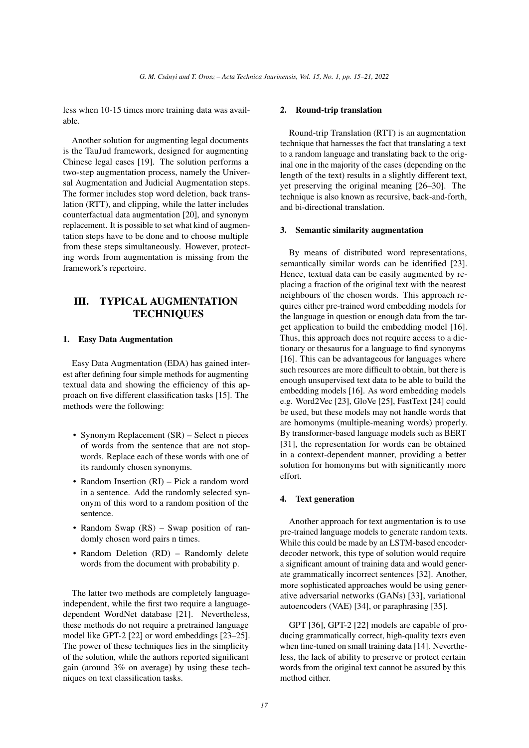less when 10-15 times more training data was available.

Another solution for augmenting legal documents is the TauJud framework, designed for augmenting Chinese legal cases [19]. The solution performs a two-step augmentation process, namely the Universal Augmentation and Judicial Augmentation steps. The former includes stop word deletion, back translation (RTT), and clipping, while the latter includes counterfactual data augmentation [20], and synonym replacement. It is possible to set what kind of augmentation steps have to be done and to choose multiple from these steps simultaneously. However, protecting words from augmentation is missing from the framework's repertoire.

## III. TYPICAL AUGMENTATION TECHNIQUES

### 1. Easy Data Augmentation

Easy Data Augmentation (EDA) has gained interest after defining four simple methods for augmenting textual data and showing the efficiency of this approach on five different classification tasks [15]. The methods were the following:

- Synonym Replacement (SR) – Select n pieces of words from the sentence that are not stopwords. Replace each of these words with one of its randomly chosen synonyms.
- Random Insertion (RI) – Pick a random word in a sentence. Add the randomly selected synonym of this word to a random position of the sentence.
- Random Swap (RS) – Swap position of randomly chosen word pairs n times.
- Random Deletion (RD) – Randomly delete words from the document with probability p.

The latter two methods are completely language-independent, while the first two require a language-dependent WordNet database [21]. Nevertheless, these methods do not require a pretrained language model like GPT-2 [22] or word embeddings [23–25]. The power of these techniques lies in the simplicity of the solution, while the authors reported significant gain (around 3% on average) by using these techniques on text classification tasks.

### 2. Round-trip translation

Round-trip Translation (RTT) is an augmentation technique that harnesses the fact that translating a text to a random language and translating back to the original one in the majority of the cases (depending on the length of the text) results in a slightly different text, yet preserving the original meaning [26–30]. The technique is also known as recursive, back-and-forth, and bi-directional translation.

### 3. Semantic similarity augmentation

By means of distributed word representations, semantically similar words can be identified [23]. Hence, textual data can be easily augmented by replacing a fraction of the original text with the nearest neighbours of the chosen words. This approach requires either pre-trained word embedding models for the language in question or enough data from the target application to build the embedding model [16]. Thus, this approach does not require access to a dictionary or thesaurus for a language to find synonyms [16]. This can be advantageous for languages where such resources are more difficult to obtain, but there is enough unsupervised text data to be able to build the embedding models [16]. As word embedding models e.g. Word2Vec [23], GloVe [25], FastText [24] could be used, but these models may not handle words that are homonyms (multiple-meaning words) properly. By transformer-based language models such as BERT [31], the representation for words can be obtained in a context-dependent manner, providing a better solution for homonyms but with significantly more effort.

### 4. Text generation

Another approach for text augmentation is to use pre-trained language models to generate random texts. While this could be made by an LSTM-based encoder-decoder network, this type of solution would require a significant amount of training data and would generate grammatically incorrect sentences [32]. Another, more sophisticated approaches would be using generative adversarial networks (GANs) [33], variational autoencoders (VAE) [34], or paraphrasing [35].

GPT [36], GPT-2 [22] models are capable of producing grammatically correct, high-quality texts even when fine-tuned on small training data [14]. Nevertheless, the lack of ability to preserve or protect certain words from the original text cannot be assured by this method either.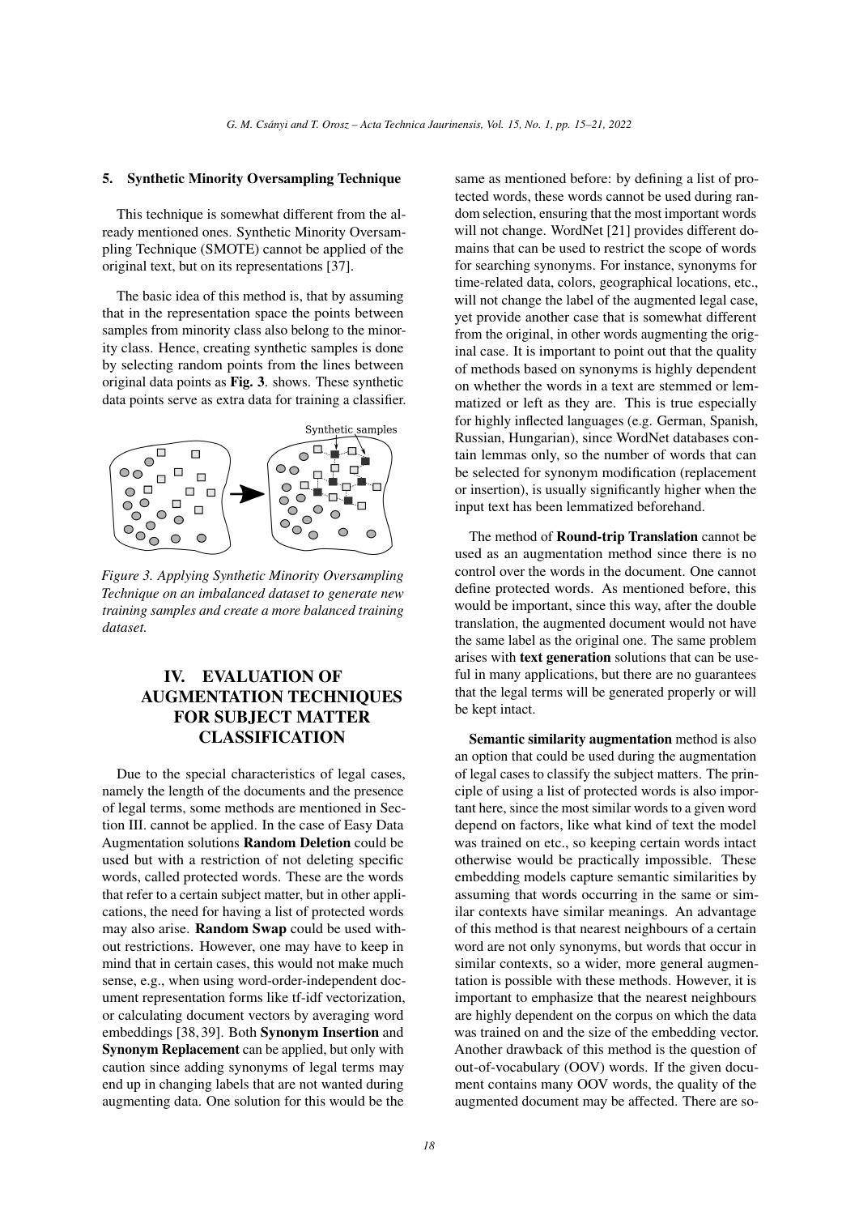### 5. Synthetic Minority Oversampling Technique

This technique is somewhat different from the already mentioned ones. Synthetic Minority Oversampling Technique (SMOTE) cannot be applied of the original text, but on its representations [37].

The basic idea of this method is, that by assuming that in the representation space the points between samples from minority class also belong to the minority class. Hence, creating synthetic samples is done by selecting random points from the lines between original data points as **Fig. 3**. shows. These synthetic data points serve as extra data for training a classifier.

*Figure 3. Applying Synthetic Minority Oversampling Technique on an imbalanced dataset to generate new training samples and create a more balanced training dataset.*

## IV. EVALUATION OF AUGMENTATION TECHNIQUES FOR SUBJECT MATTER CLASSIFICATION

Due to the special characteristics of legal cases, namely the length of the documents and the presence of legal terms, some methods are mentioned in Section III. cannot be applied. In the case of Easy Data Augmentation solutions **Random Deletion** could be used but with a restriction of not deleting specific words, called protected words. These are the words that refer to a certain subject matter, but in other applications, the need for having a list of protected words may also arise. **Random Swap** could be used without restrictions. However, one may have to keep in mind that in certain cases, this would not make much sense, e.g., when using word-order-independent document representation forms like tf-idf vectorization, or calculating document vectors by averaging word embeddings [38, 39]. Both **Synonym Insertion** and **Synonym Replacement** can be applied, but only with caution since adding synonyms of legal terms may end up in changing labels that are not wanted during augmenting data. One solution for this would be the same as mentioned before: by defining a list of protected words, these words cannot be used during random selection, ensuring that the most important words will not change. WordNet [21] provides different domains that can be used to restrict the scope of words for searching synonyms. For instance, synonyms for time-related data, colors, geographical locations, etc., will not change the label of the augmented legal case, yet provide another case that is somewhat different from the original, in other words augmenting the original case. It is important to point out that the quality of methods based on synonyms is highly dependent on whether the words in a text are stemmed or lemmatized or left as they are. This is true especially for highly inflected languages (e.g. German, Spanish, Russian, Hungarian), since WordNet databases contain lemmas only, so the number of words that can be selected for synonym modification (replacement or insertion), is usually significantly higher when the input text has been lemmatized beforehand.

The method of **Round-trip Translation** cannot be used as an augmentation method since there is no control over the words in the document. One cannot define protected words. As mentioned before, this would be important, since this way, after the double translation, the augmented document would not have the same label as the original one. The same problem arises with **text generation** solutions that can be useful in many applications, but there are no guarantees that the legal terms will be generated properly or will be kept intact.

**Semantic similarity augmentation** method is also an option that could be used during the augmentation of legal cases to classify the subject matters. The principle of using a list of protected words is also important here, since the most similar words to a given word depend on factors, like what kind of text the model was trained on etc., so keeping certain words intact otherwise would be practically impossible. These embedding models capture semantic similarities by assuming that words occurring in the same or similar contexts have similar meanings. An advantage of this method is that nearest neighbours of a certain word are not only synonyms, but words that occur in similar contexts, so a wider, more general augmentation is possible with these methods. However, it is important to emphasize that the nearest neighbours are highly dependent on the corpus on which the data was trained on and the size of the embedding vector. Another drawback of this method is the question of out-of-vocabulary (OOV) words. If the given document contains many OOV words, the quality of the augmented document may be affected. There are so-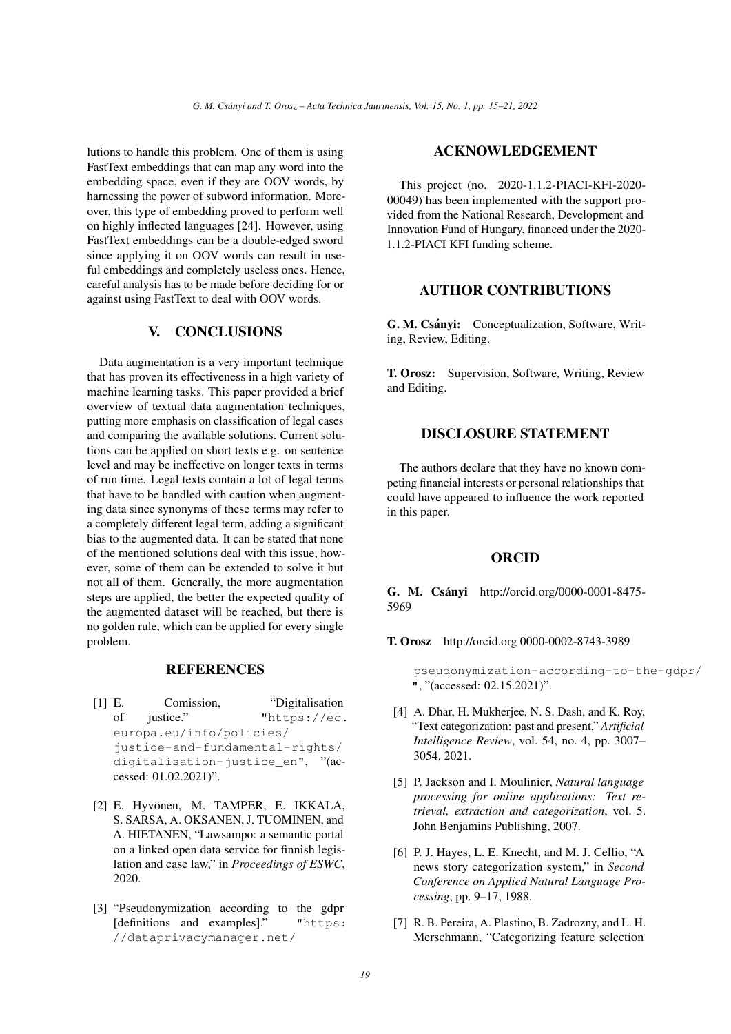lutions to handle this problem. One of them is using FastText embeddings that can map any word into the embedding space, even if they are OOV words, by harnessing the power of subword information. Moreover, this type of embedding proved to perform well on highly inflected languages [24]. However, using FastText embeddings can be a double-edged sword since applying it on OOV words can result in useful embeddings and completely useless ones. Hence, careful analysis has to be made before deciding for or against using FastText to deal with OOV words.

## V. CONCLUSIONS

Data augmentation is a very important technique that has proven its effectiveness in a high variety of machine learning tasks. This paper provided a brief overview of textual data augmentation techniques, putting more emphasis on classification of legal cases and comparing the available solutions. Current solutions can be applied on short texts e.g. on sentence level and may be ineffective on longer texts in terms of run time. Legal texts contain a lot of legal terms that have to be handled with caution when augmenting data since synonyms of these terms may refer to a completely different legal term, adding a significant bias to the augmented data. It can be stated that none of the mentioned solutions deal with this issue, however, some of them can be extended to solve it but not all of them. Generally, the more augmentation steps are applied, the better the expected quality of the augmented dataset will be reached, but there is no golden rule, which can be applied for every single problem.

## ACKNOWLEDGEMENT

This project (no. 2020-1.1.2-PIACI-KFI-2020-00049) has been implemented with the support provided from the National Research, Development and Innovation Fund of Hungary, financed under the 2020-1.1.2-PIACI KFI funding scheme.

## AUTHOR CONTRIBUTIONS

**G. M. Csányi:** Conceptualization, Software, Writing, Review, Editing.

**T. Orosz:** Supervision, Software, Writing, Review and Editing.

## DISCLOSURE STATEMENT

The authors declare that they have no known competing financial interests or personal relationships that could have appeared to influence the work reported in this paper.

## ORCID

**G. M. Csányi** http://orcid.org/0000-0001-8475-5969

**T. Orosz** http://orcid.org 0000-0002-8743-3989

## REFERENCES

[1] E. Comission, "Digitalisation of justice." "https://ec.europa.eu/info/policies/justice-and-fundamental-rights/digitalisation-justice_en", "(accessed: 01.02.2021)".

[2] E. Hyvönen, M. TAMPER, E. IKKALA, S. SARSA, A. OKSANEN, J. TUOMINEN, and A. HIETANEN, "Lawsampo: a semantic portal on a linked open data service for finnish legislation and case law," in *Proceedings of ESWC*, 2020.

[3] "Pseudonymization according to the gdpr [definitions and examples]." "https://dataprivacymanager.net/pseudonymization-according-to-the-gdpr/", "(accessed: 02.15.2021)".

[4] A. Dhar, H. Mukherjee, N. S. Dash, and K. Roy, "Text categorization: past and present," *Artificial Intelligence Review*, vol. 54, no. 4, pp. 3007–3054, 2021.

[5] P. Jackson and I. Moulinier, *Natural language processing for online applications: Text retrieval, extraction and categorization*, vol. 5. John Benjamins Publishing, 2007.

[6] P. J. Hayes, L. E. Knecht, and M. J. Cellio, "A news story categorization system," in *Second Conference on Applied Natural Language Processing*, pp. 9–17, 1988.

[7] R. B. Pereira, A. Plastino, B. Zadrozny, and L. H. Merschmann, "Categorizing feature selection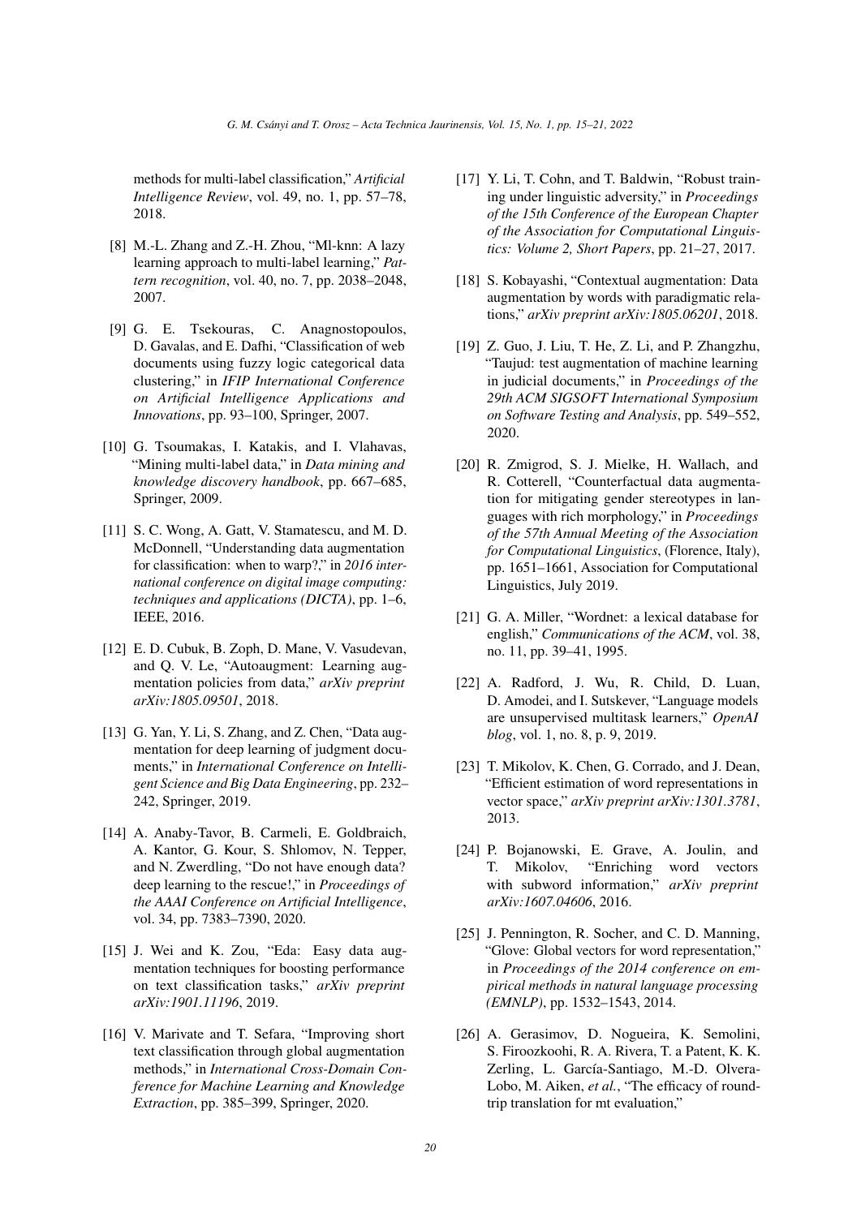methods for multi-label classification," *Artificial Intelligence Review*, vol. 49, no. 1, pp. 57–78, 2018.

[8] M.-L. Zhang and Z.-H. Zhou, "Ml-knn: A lazy learning approach to multi-label learning," *Pattern recognition*, vol. 40, no. 7, pp. 2038–2048, 2007.

[9] G. E. Tsekouras, C. Anagnostopoulos, D. Gavalas, and E. Dafhi, "Classification of web documents using fuzzy logic categorical data clustering," in *IFIP International Conference on Artificial Intelligence Applications and Innovations*, pp. 93–100, Springer, 2007.

[10] G. Tsoumakas, I. Katakis, and I. Vlahavas, "Mining multi-label data," in *Data mining and knowledge discovery handbook*, pp. 667–685, Springer, 2009.

[11] S. C. Wong, A. Gatt, V. Stamatescu, and M. D. McDonnell, "Understanding data augmentation for classification: when to warp?," in *2016 international conference on digital image computing: techniques and applications (DICTA)*, pp. 1–6, IEEE, 2016.

[12] E. D. Cubuk, B. Zoph, D. Mane, V. Vasudevan, and Q. V. Le, "Autoaugment: Learning augmentation policies from data," *arXiv preprint arXiv:1805.09501*, 2018.

[13] G. Yan, Y. Li, S. Zhang, and Z. Chen, "Data augmentation for deep learning of judgment documents," in *International Conference on Intelligent Science and Big Data Engineering*, pp. 232–242, Springer, 2019.

[14] A. Anaby-Tavor, B. Carmeli, E. Goldbraich, A. Kantor, G. Kour, S. Shlomov, N. Tepper, and N. Zwerdling, "Do not have enough data? deep learning to the rescue!," in *Proceedings of the AAAI Conference on Artificial Intelligence*, vol. 34, pp. 7383–7390, 2020.

[15] J. Wei and K. Zou, "Eda: Easy data augmentation techniques for boosting performance on text classification tasks," *arXiv preprint arXiv:1901.11196*, 2019.

[16] V. Marivate and T. Sefara, "Improving short text classification through global augmentation methods," in *International Cross-Domain Conference for Machine Learning and Knowledge Extraction*, pp. 385–399, Springer, 2020.

[17] Y. Li, T. Cohn, and T. Baldwin, "Robust training under linguistic adversity," in *Proceedings of the 15th Conference of the European Chapter of the Association for Computational Linguistics: Volume 2, Short Papers*, pp. 21–27, 2017.

[18] S. Kobayashi, "Contextual augmentation: Data augmentation by words with paradigmatic relations," *arXiv preprint arXiv:1805.06201*, 2018.

[19] Z. Guo, J. Liu, T. He, Z. Li, and P. Zhangzhu, "Taujud: test augmentation of machine learning in judicial documents," in *Proceedings of the 29th ACM SIGSOFT International Symposium on Software Testing and Analysis*, pp. 549–552, 2020.

[20] R. Zmigrod, S. J. Mielke, H. Wallach, and R. Cotterell, "Counterfactual data augmentation for mitigating gender stereotypes in languages with rich morphology," in *Proceedings of the 57th Annual Meeting of the Association for Computational Linguistics*, (Florence, Italy), pp. 1651–1661, Association for Computational Linguistics, July 2019.

[21] G. A. Miller, "Wordnet: a lexical database for english," *Communications of the ACM*, vol. 38, no. 11, pp. 39–41, 1995.

[22] A. Radford, J. Wu, R. Child, D. Luan, D. Amodei, and I. Sutskever, "Language models are unsupervised multitask learners," *OpenAI blog*, vol. 1, no. 8, p. 9, 2019.

[23] T. Mikolov, K. Chen, G. Corrado, and J. Dean, "Efficient estimation of word representations in vector space," *arXiv preprint arXiv:1301.3781*, 2013.

[24] P. Bojanowski, E. Grave, A. Joulin, and T. Mikolov, "Enriching word vectors with subword information," *arXiv preprint arXiv:1607.04606*, 2016.

[25] J. Pennington, R. Socher, and C. D. Manning, "Glove: Global vectors for word representation," in *Proceedings of the 2014 conference on empirical methods in natural language processing (EMNLP)*, pp. 1532–1543, 2014.

[26] A. Gerasimov, D. Nogueira, K. Semolini, S. Firoozkoohi, R. A. Rivera, T. a Patent, K. K. Zerling, L. García-Santiago, M.-D. Olvera-Lobo, M. Aiken, *et al.*, "The efficacy of round-trip translation for mt evaluation,"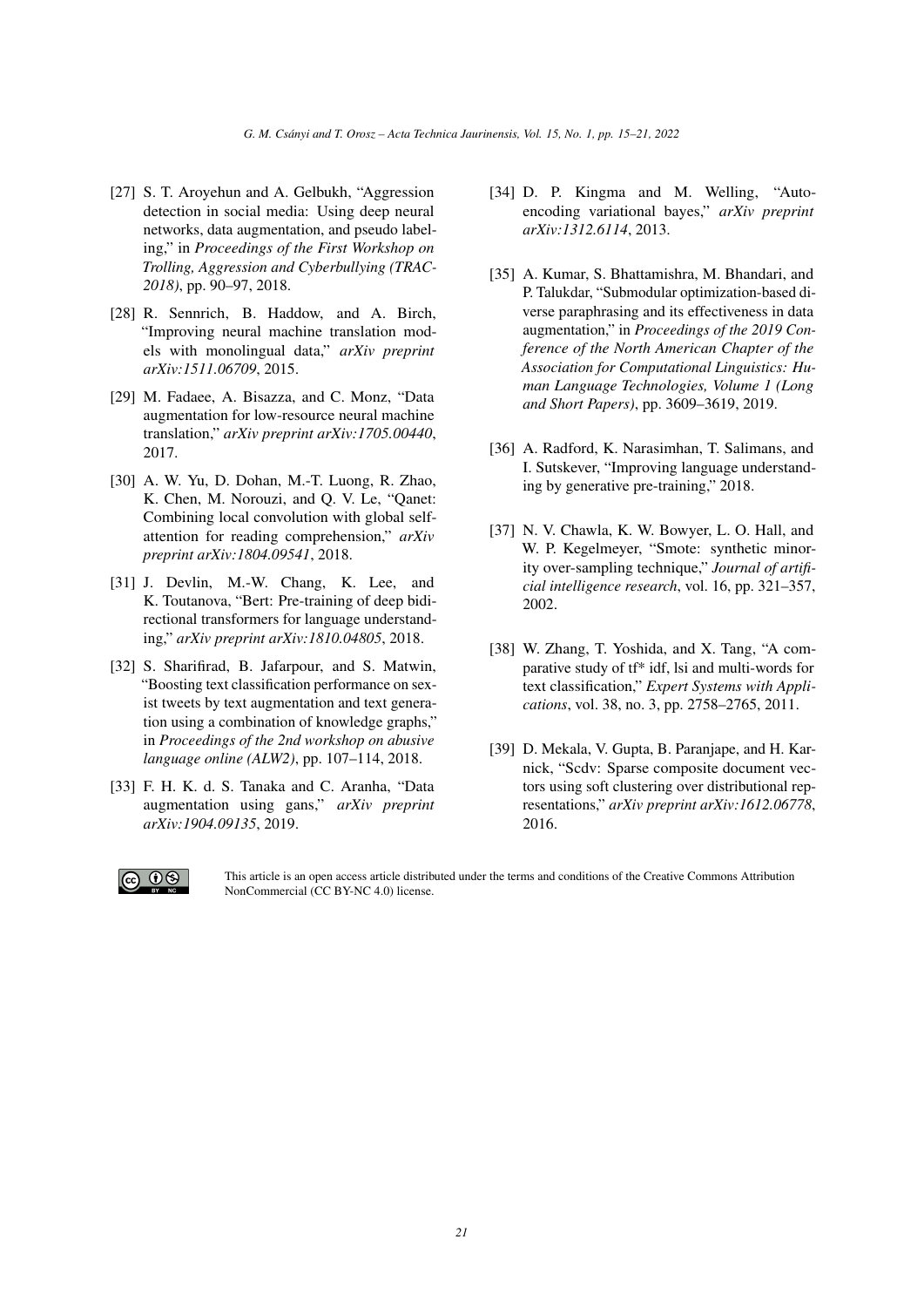[27] S. T. Aroyehun and A. Gelbukh, "Aggression detection in social media: Using deep neural networks, data augmentation, and pseudo labeling," in *Proceedings of the First Workshop on Trolling, Aggression and Cyberbullying (TRAC-2018)*, pp. 90–97, 2018.

[28] R. Sennrich, B. Haddow, and A. Birch, "Improving neural machine translation models with monolingual data," *arXiv preprint arXiv:1511.06709*, 2015.

[29] M. Fadaee, A. Bisazza, and C. Monz, "Data augmentation for low-resource neural machine translation," *arXiv preprint arXiv:1705.00440*, 2017.

[30] A. W. Yu, D. Dohan, M.-T. Luong, R. Zhao, K. Chen, M. Norouzi, and Q. V. Le, "Qanet: Combining local convolution with global self-attention for reading comprehension," *arXiv preprint arXiv:1804.09541*, 2018.

[31] J. Devlin, M.-W. Chang, K. Lee, and K. Toutanova, "Bert: Pre-training of deep bidirectional transformers for language understanding," *arXiv preprint arXiv:1810.04805*, 2018.

[32] S. Sharifirad, B. Jafarpour, and S. Matwin, "Boosting text classification performance on sexist tweets by text augmentation and text generation using a combination of knowledge graphs," in *Proceedings of the 2nd workshop on abusive language online (ALW2)*, pp. 107–114, 2018.

[33] F. H. K. d. S. Tanaka and C. Aranha, "Data augmentation using gans," *arXiv preprint arXiv:1904.09135*, 2019.

[34] D. P. Kingma and M. Welling, "Auto-encoding variational bayes," *arXiv preprint arXiv:1312.6114*, 2013.

[35] A. Kumar, S. Bhattamishra, M. Bhandari, and P. Talukdar, "Submodular optimization-based diverse paraphrasing and its effectiveness in data augmentation," in *Proceedings of the 2019 Conference of the North American Chapter of the Association for Computational Linguistics: Human Language Technologies, Volume 1 (Long and Short Papers)*, pp. 3609–3619, 2019.

[36] A. Radford, K. Narasimhan, T. Salimans, and I. Sutskever, "Improving language understanding by generative pre-training," 2018.

[37] N. V. Chawla, K. W. Bowyer, L. O. Hall, and W. P. Kegelmeyer, "Smote: synthetic minority over-sampling technique," *Journal of artificial intelligence research*, vol. 16, pp. 321–357, 2002.

[38] W. Zhang, T. Yoshida, and X. Tang, "A comparative study of tf* idf, lsi and multi-words for text classification," *Expert Systems with Applications*, vol. 38, no. 3, pp. 2758–2765, 2011.

[39] D. Mekala, V. Gupta, B. Paranjape, and H. Karnick, "Scdv: Sparse composite document vectors using soft clustering over distributional representations," *arXiv preprint arXiv:1612.06778*, 2016.

This article is an open access article distributed under the terms and conditions of the Creative Commons Attribution NonCommercial (CC BY-NC 4.0) license.